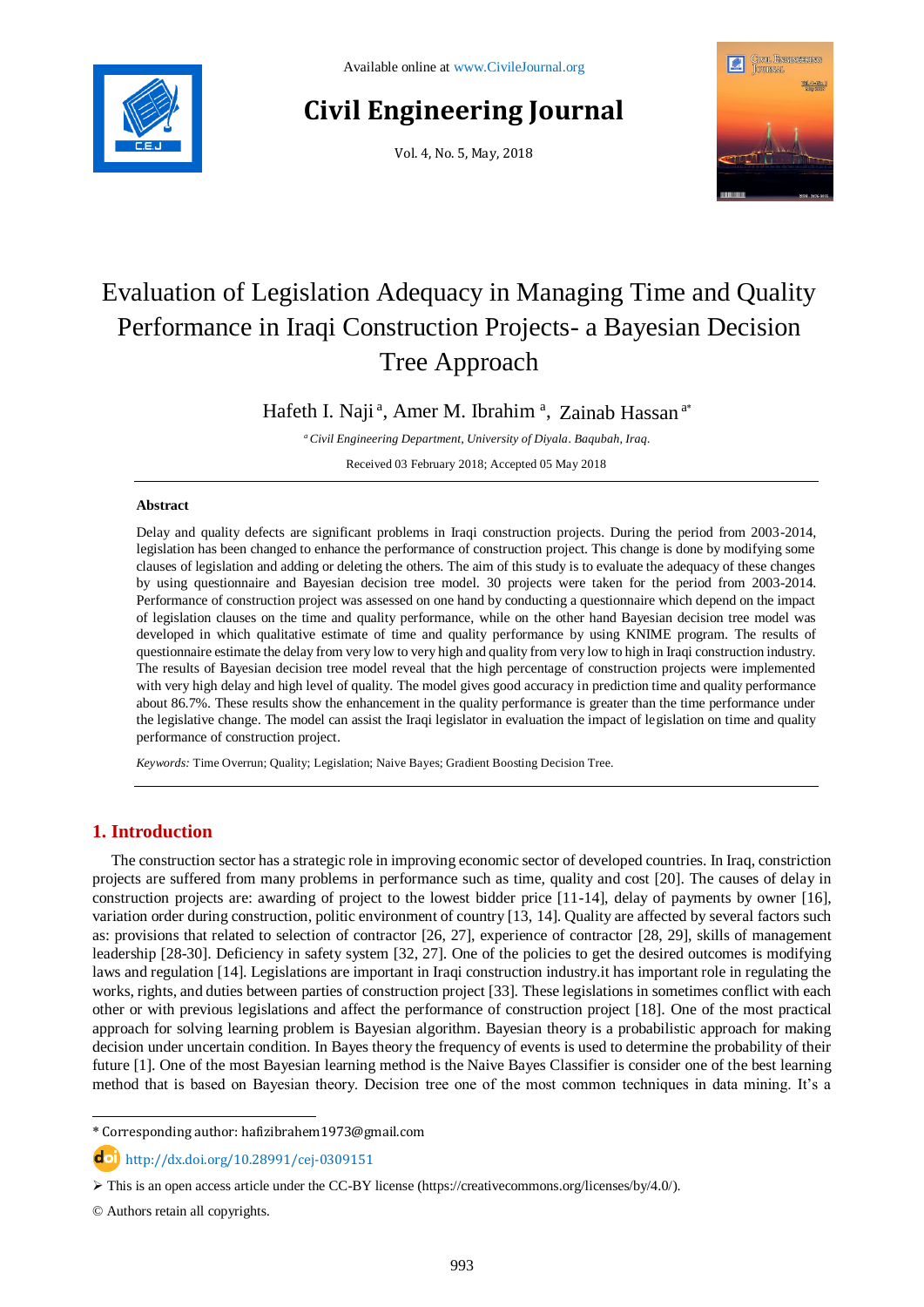Available online at www.CivileJournal.org

# Civil Engineering Journal

Vol. 4, No. 5, May, 2018

# Evaluation of Legislation Adequacy in Managing Time and Quality Performance in Iraqi Construction Projects- a Bayesian Decision Tree Approach

Hafeth I. Naji [a], Amer M. Ibrahim [a], Zainab Hassan [a*]

[a] *Civil Engineering Department, University of Diyala. Baqubah, Iraq.*

Received 03 February 2018; Accepted 05 May 2018

## Abstract

Delay and quality defects are significant problems in Iraqi construction projects. During the period from 2003-2014, legislation has been changed to enhance the performance of construction project. This change is done by modifying some clauses of legislation and adding or deleting the others. The aim of this study is to evaluate the adequacy of these changes by using questionnaire and Bayesian decision tree model. 30 projects were taken for the period from 2003-2014. Performance of construction project was assessed on one hand by conducting a questionnaire which depend on the impact of legislation clauses on the time and quality performance, while on the other hand Bayesian decision tree model was developed in which qualitative estimate of time and quality performance by using KNIME program. The results of questionnaire estimate the delay from very low to very high and quality from very low to high in Iraqi construction industry. The results of Bayesian decision tree model reveal that the high percentage of construction projects were implemented with very high delay and high level of quality. The model gives good accuracy in prediction time and quality performance about 86.7%. These results show the enhancement in the quality performance is greater than the time performance under the legislative change. The model can assist the Iraqi legislator in evaluation the impact of legislation on time and quality performance of construction project.

*Keywords:* Time Overrun; Quality; Legislation; Naive Bayes; Gradient Boosting Decision Tree.

## 1. Introduction

The construction sector has a strategic role in improving economic sector of developed countries. In Iraq, constriction projects are suffered from many problems in performance such as time, quality and cost [20]. The causes of delay in construction projects are: awarding of project to the lowest bidder price [11-14], delay of payments by owner [16], variation order during construction, politic environment of country [13, 14]. Quality are affected by several factors such as: provisions that related to selection of contractor [26, 27], experience of contractor [28, 29], skills of management leadership [28-30]. Deficiency in safety system [32, 27]. One of the policies to get the desired outcomes is modifying laws and regulation [14]. Legislations are important in Iraqi construction industry.it has important role in regulating the works, rights, and duties between parties of construction project [33]. These legislations in sometimes conflict with each other or with previous legislations and affect the performance of construction project [18]. One of the most practical approach for solving learning problem is Bayesian algorithm. Bayesian theory is a probabilistic approach for making decision under uncertain condition. In Bayes theory the frequency of events is used to determine the probability of their future [1]. One of the most Bayesian learning method is the Naive Bayes Classifier is consider one of the best learning method that is based on Bayesian theory. Decision tree one of the most common techniques in data mining. It's a

---

* Corresponding author: hafizibrahem1973@gmail.com

http://dx.doi.org/10.28991/cej-0309151

➢ This is an open access article under the CC-BY license (https://creativecommons.org/licenses/by/4.0/).

© Authors retain all copyrights.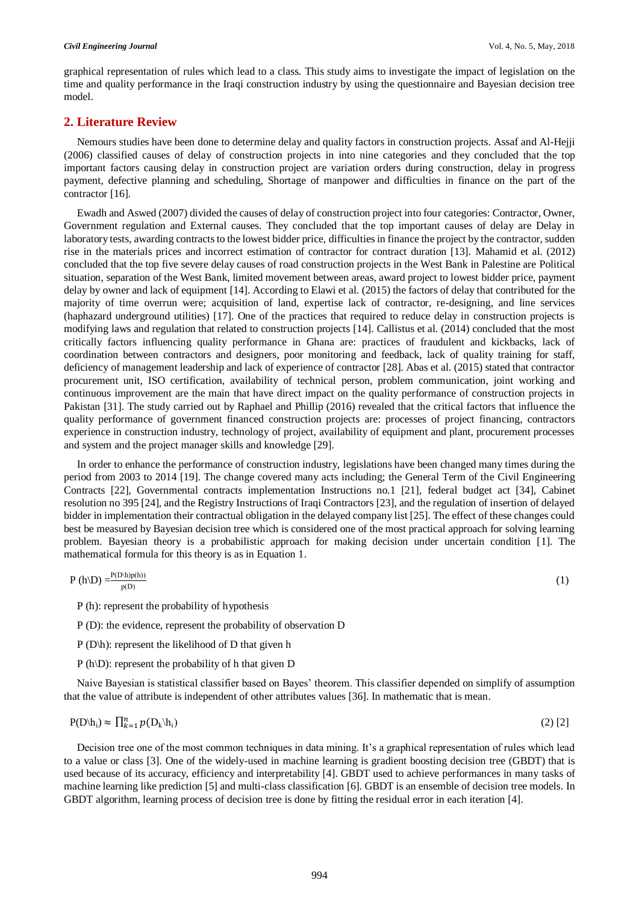graphical representation of rules which lead to a class. This study aims to investigate the impact of legislation on the time and quality performance in the Iraqi construction industry by using the questionnaire and Bayesian decision tree model.

## 2. Literature Review

Nemours studies have been done to determine delay and quality factors in construction projects. Assaf and Al-Hejji (2006) classified causes of delay of construction projects in into nine categories and they concluded that the top important factors causing delay in construction project are variation orders during construction, delay in progress payment, defective planning and scheduling, Shortage of manpower and difficulties in finance on the part of the contractor [16].

Ewadh and Aswed (2007) divided the causes of delay of construction project into four categories: Contractor, Owner, Government regulation and External causes. They concluded that the top important causes of delay are Delay in laboratory tests, awarding contracts to the lowest bidder price, difficulties in finance the project by the contractor, sudden rise in the materials prices and incorrect estimation of contractor for contract duration [13]. Mahamid et al. (2012) concluded that the top five severe delay causes of road construction projects in the West Bank in Palestine are Political situation, separation of the West Bank, limited movement between areas, award project to lowest bidder price, payment delay by owner and lack of equipment [14]. According to Elawi et al. (2015) the factors of delay that contributed for the majority of time overrun were; acquisition of land, expertise lack of contractor, re-designing, and line services (haphazard underground utilities) [17]. One of the practices that required to reduce delay in construction projects is modifying laws and regulation that related to construction projects [14]. Callistus et al. (2014) concluded that the most critically factors influencing quality performance in Ghana are: practices of fraudulent and kickbacks, lack of coordination between contractors and designers, poor monitoring and feedback, lack of quality training for staff, deficiency of management leadership and lack of experience of contractor [28]. Abas et al. (2015) stated that contractor procurement unit, ISO certification, availability of technical person, problem communication, joint working and continuous improvement are the main that have direct impact on the quality performance of construction projects in Pakistan [31]. The study carried out by Raphael and Phillip (2016) revealed that the critical factors that influence the quality performance of government financed construction projects are: processes of project financing, contractors experience in construction industry, technology of project, availability of equipment and plant, procurement processes and system and the project manager skills and knowledge [29].

In order to enhance the performance of construction industry, legislations have been changed many times during the period from 2003 to 2014 [19]. The change covered many acts including; the General Term of the Civil Engineering Contracts [22], Governmental contracts implementation Instructions no.1 [21], federal budget act [34], Cabinet resolution no 395 [24], and the Registry Instructions of Iraqi Contractors [23], and the regulation of insertion of delayed bidder in implementation their contractual obligation in the delayed company list [25]. The effect of these changes could best be measured by Bayesian decision tree which is considered one of the most practical approach for solving learning problem. Bayesian theory is a probabilistic approach for making decision under uncertain condition [1]. The mathematical formula for this theory is as in Equation 1.

$$P(h \backslash D) = \frac{P(D \backslash h) p(h))}{p(D)} \tag{1}$$

P (h): represent the probability of hypothesis

P (D): the evidence, represent the probability of observation D

P (D\h): represent the likelihood of D that given h

P (h\D): represent the probability of h that given D

Naive Bayesian is statistical classifier based on Bayes' theorem. This classifier depended on simplify of assumption that the value of attribute is independent of other attributes values [36]. In mathematic that is mean.

$$P(D \backslash h_i) \approx \prod_{k=1}^{n} p(D_k \backslash h_i) \tag{2}$$ [2]

Decision tree one of the most common techniques in data mining. It's a graphical representation of rules which lead to a value or class [3]. One of the widely-used in machine learning is gradient boosting decision tree (GBDT) that is used because of its accuracy, efficiency and interpretability [4]. GBDT used to achieve performances in many tasks of machine learning like prediction [5] and multi-class classification [6]. GBDT is an ensemble of decision tree models. In GBDT algorithm, learning process of decision tree is done by fitting the residual error in each iteration [4].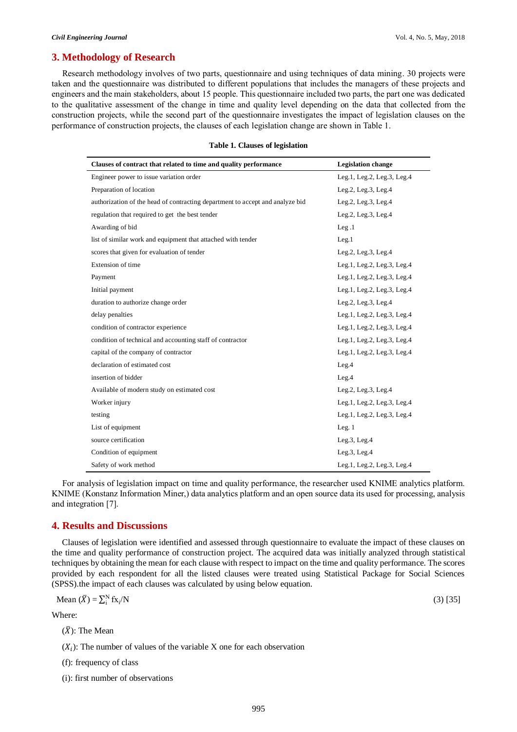## 3. Methodology of Research

Research methodology involves of two parts, questionnaire and using techniques of data mining. 30 projects were taken and the questionnaire was distributed to different populations that includes the managers of these projects and engineers and the main stakeholders, about 15 people. This questionnaire included two parts, the part one was dedicated to the qualitative assessment of the change in time and quality level depending on the data that collected from the construction projects, while the second part of the questionnaire investigates the impact of legislation clauses on the performance of construction projects, the clauses of each legislation change are shown in Table 1.

**Table 1. Clauses of legislation**

| Clauses of contract that related to time and quality performance | Legislation change |
|---|---|
| Engineer power to issue variation order | Leg.1, Leg.2, Leg.3, Leg.4 |
| Preparation of location | Leg.2, Leg.3, Leg.4 |
| authorization of the head of contracting department to accept and analyze bid | Leg.2, Leg.3, Leg.4 |
| regulation that required to get the best tender | Leg.2, Leg.3, Leg.4 |
| Awarding of bid | Leg .1 |
| list of similar work and equipment that attached with tender | Leg.1 |
| scores that given for evaluation of tender | Leg.2, Leg.3, Leg.4 |
| Extension of time | Leg.1, Leg.2, Leg.3, Leg.4 |
| Payment | Leg.1, Leg.2, Leg.3, Leg.4 |
| Initial payment | Leg.1, Leg.2, Leg.3, Leg.4 |
| duration to authorize change order | Leg.2, Leg.3, Leg.4 |
| delay penalties | Leg.1, Leg.2, Leg.3, Leg.4 |
| condition of contractor experience | Leg.1, Leg.2, Leg.3, Leg.4 |
| condition of technical and accounting staff of contractor | Leg.1, Leg.2, Leg.3, Leg.4 |
| capital of the company of contractor | Leg.1, Leg.2, Leg.3, Leg.4 |
| declaration of estimated cost | Leg.4 |
| insertion of bidder | Leg.4 |
| Available of modern study on estimated cost | Leg.2, Leg.3, Leg.4 |
| Worker injury | Leg.1, Leg.2, Leg.3, Leg.4 |
| testing | Leg.1, Leg.2, Leg.3, Leg.4 |
| List of equipment | Leg. 1 |
| source certification | Leg.3, Leg.4 |
| Condition of equipment | Leg.3, Leg.4 |
| Safety of work method | Leg.1, Leg.2, Leg.3, Leg.4 |

For analysis of legislation impact on time and quality performance, the researcher used KNIME analytics platform. KNIME (Konstanz Information Miner,) data analytics platform and an open source data its used for processing, analysis and integration [7].

## 4. Results and Discussions

Clauses of legislation were identified and assessed through questionnaire to evaluate the impact of these clauses on the time and quality performance of construction project. The acquired data was initially analyzed through statistical techniques by obtaining the mean for each clause with respect to impact on the time and quality performance. The scores provided by each respondent for all the listed clauses were treated using Statistical Package for Social Sciences (SPSS).the impact of each clauses was calculated by using below equation.

$$\text{Mean } (\bar{X}) = \sum_{i}^{N} fx_i/N \quad (3)\ [35]$$

Where:

($\bar{X}$): The Mean

($X_i$): The number of values of the variable X one for each observation

(f): frequency of class

(i): first number of observations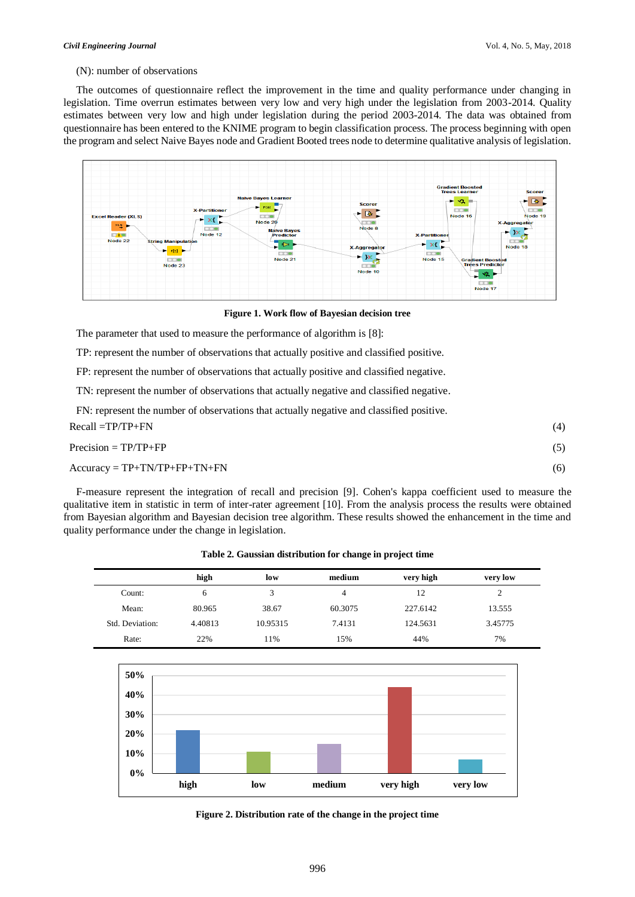(N): number of observations

The outcomes of questionnaire reflect the improvement in the time and quality performance under changing in legislation. Time overrun estimates between very low and very high under the legislation from 2003-2014. Quality estimates between very low and high under legislation during the period 2003-2014. The data was obtained from questionnaire has been entered to the KNIME program to begin classification process. The process beginning with open the program and select Naive Bayes node and Gradient Booted trees node to determine qualitative analysis of legislation.

**Figure 1. Work flow of Bayesian decision tree**

The parameter that used to measure the performance of algorithm is [8]:

TP: represent the number of observations that actually positive and classified positive.

FP: represent the number of observations that actually positive and classified negative.

TN: represent the number of observations that actually negative and classified negative.

FN: represent the number of observations that actually negative and classified positive.

$$\text{Recall} = TP/TP+FN \tag{4}$$

$$\text{Precision} = TP/TP+FP \tag{5}$$

$$\text{Accuracy} = TP+TN/TP+FP+TN+FN \tag{6}$$

F-measure represent the integration of recall and precision [9]. Cohen's kappa coefficient used to measure the qualitative item in statistic in term of inter-rater agreement [10]. From the analysis process the results were obtained from Bayesian algorithm and Bayesian decision tree algorithm. These results showed the enhancement in the time and quality performance under the change in legislation.

**Table 2. Gaussian distribution for change in project time**

| | high | low | medium | very high | very low |
|---|---|---|---|---|---|
| Count: | 6 | 3 | 4 | 12 | 2 |
| Mean: | 80.965 | 38.67 | 60.3075 | 227.6142 | 13.555 |
| Std. Deviation: | 4.40813 | 10.95315 | 7.4131 | 124.5631 | 3.45775 |
| Rate: | 22% | 11% | 15% | 44% | 7% |

**Figure 2. Distribution rate of the change in the project time**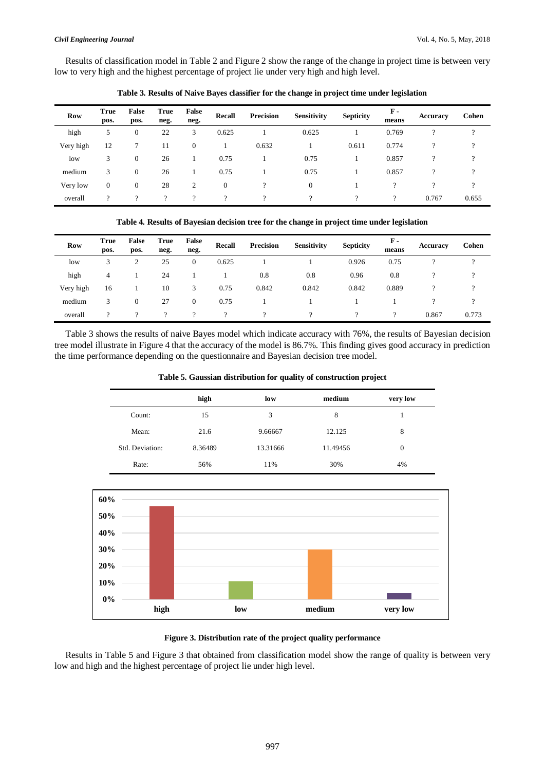Results of classification model in Table 2 and Figure 2 show the range of the change in project time is between very low to very high and the highest percentage of project lie under very high and high level.

**Table 3. Results of Naive Bayes classifier for the change in project time under legislation**

| Row | True pos. | False pos. | True neg. | False neg. | Recall | Precision | Sensitivity | Septicity | F - means | Accuracy | Cohen |
|---|---|---|---|---|---|---|---|---|---|---|---|
| high | 5 | 0 | 22 | 3 | 0.625 | 1 | 0.625 | 1 | 0.769 | ? | ? |
| Very high | 12 | 7 | 11 | 0 | 1 | 0.632 | 1 | 0.611 | 0.774 | ? | ? |
| low | 3 | 0 | 26 | 1 | 0.75 | 1 | 0.75 | 1 | 0.857 | ? | ? |
| medium | 3 | 0 | 26 | 1 | 0.75 | 1 | 0.75 | 1 | 0.857 | ? | ? |
| Very low | 0 | 0 | 28 | 2 | 0 | ? | 0 | 1 | ? | ? | ? |
| overall | ? | ? | ? | ? | ? | ? | ? | ? | ? | 0.767 | 0.655 |

**Table 4. Results of Bayesian decision tree for the change in project time under legislation**

| Row | True pos. | False pos. | True neg. | False neg. | Recall | Precision | Sensitivity | Septicity | F - means | Accuracy | Cohen |
|---|---|---|---|---|---|---|---|---|---|---|---|
| low | 3 | 2 | 25 | 0 | 0.625 | 1 | 1 | 0.926 | 0.75 | ? | ? |
| high | 4 | 1 | 24 | 1 | 1 | 0.8 | 0.8 | 0.96 | 0.8 | ? | ? |
| Very high | 16 | 1 | 10 | 3 | 0.75 | 0.842 | 0.842 | 0.842 | 0.889 | ? | ? |
| medium | 3 | 0 | 27 | 0 | 0.75 | 1 | 1 | 1 | 1 | ? | ? |
| overall | ? | ? | ? | ? | ? | ? | ? | ? | ? | 0.867 | 0.773 |

Table 3 shows the results of naive Bayes model which indicate accuracy with 76%, the results of Bayesian decision tree model illustrate in Figure 4 that the accuracy of the model is 86.7%. This finding gives good accuracy in prediction the time performance depending on the questionnaire and Bayesian decision tree model.

**Table 5. Gaussian distribution for quality of construction project**

| | high | low | medium | very low |
|---|---|---|---|---|
| Count: | 15 | 3 | 8 | 1 |
| Mean: | 21.6 | 9.66667 | 12.125 | 8 |
| Std. Deviation: | 8.36489 | 13.31666 | 11.49456 | 0 |
| Rate: | 56% | 11% | 30% | 4% |

**Figure 3. Distribution rate of the project quality performance**

Results in Table 5 and Figure 3 that obtained from classification model show the range of quality is between very low and high and the highest percentage of project lie under high level.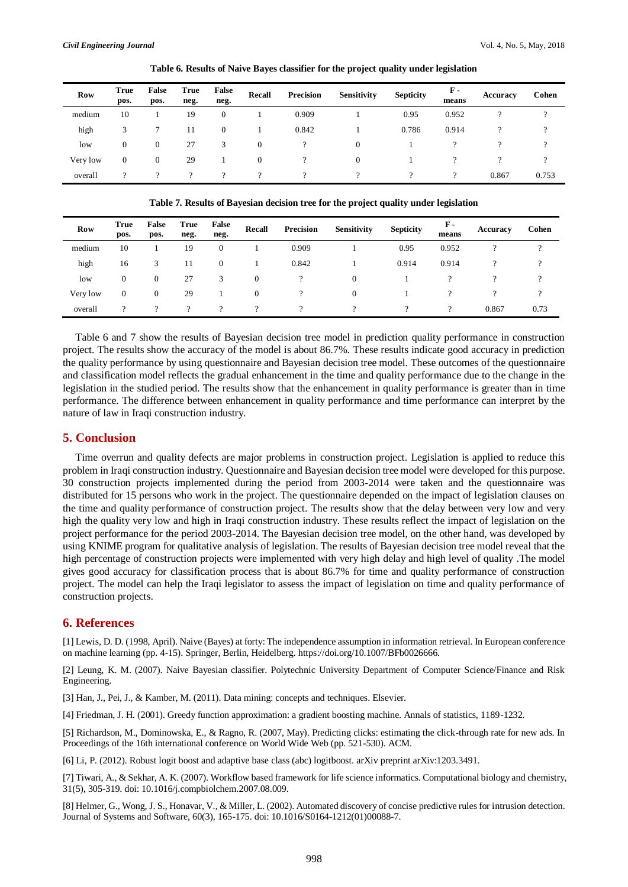**Table 6. Results of Naive Bayes classifier for the project quality under legislation**

| Row | True pos. | False pos. | True neg. | False neg. | Recall | Precision | Sensitivity | Septicity | F - means | Accuracy | Cohen |
|---|---|---|---|---|---|---|---|---|---|---|---|
| medium | 10 | 1 | 19 | 0 | 1 | 0.909 | 1 | 0.95 | 0.952 | ? | ? |
| high | 3 | 7 | 11 | 0 | 1 | 0.842 | 1 | 0.786 | 0.914 | ? | ? |
| low | 0 | 0 | 27 | 3 | 0 | ? | 0 | 1 | ? | ? | ? |
| Very low | 0 | 0 | 29 | 1 | 0 | ? | 0 | 1 | ? | ? | ? |
| overall | ? | ? | ? | ? | ? | ? | ? | ? | ? | 0.867 | 0.753 |

**Table 7. Results of Bayesian decision tree for the project quality under legislation**

| Row | True pos. | False pos. | True neg. | False neg. | Recall | Precision | Sensitivity | Septicity | F - means | Accuracy | Cohen |
|---|---|---|---|---|---|---|---|---|---|---|---|
| medium | 10 | 1 | 19 | 0 | 1 | 0.909 | 1 | 0.95 | 0.952 | ? | ? |
| high | 16 | 3 | 11 | 0 | 1 | 0.842 | 1 | 0.914 | 0.914 | ? | ? |
| low | 0 | 0 | 27 | 3 | 0 | ? | 0 | 1 | ? | ? | ? |
| Very low | 0 | 0 | 29 | 1 | 0 | ? | 0 | 1 | ? | ? | ? |
| overall | ? | ? | ? | ? | ? | ? | ? | ? | ? | 0.867 | 0.73 |

Table 6 and 7 show the results of Bayesian decision tree model in prediction quality performance in construction project. The results show the accuracy of the model is about 86.7%. These results indicate good accuracy in prediction the quality performance by using questionnaire and Bayesian decision tree model. These outcomes of the questionnaire and classification model reflects the gradual enhancement in the time and quality performance due to the change in the legislation in the studied period. The results show that the enhancement in quality performance is greater than in time performance. The difference between enhancement in quality performance and time performance can interpret by the nature of law in Iraqi construction industry.

## 5. Conclusion

Time overrun and quality defects are major problems in construction project. Legislation is applied to reduce this problem in Iraqi construction industry. Questionnaire and Bayesian decision tree model were developed for this purpose. 30 construction projects implemented during the period from 2003-2014 were taken and the questionnaire was distributed for 15 persons who work in the project. The questionnaire depended on the impact of legislation clauses on the time and quality performance of construction project. The results show that the delay between very low and very high the quality very low and high in Iraqi construction industry. These results reflect the impact of legislation on the project performance for the period 2003-2014. The Bayesian decision tree model, on the other hand, was developed by using KNIME program for qualitative analysis of legislation. The results of Bayesian decision tree model reveal that the high percentage of construction projects were implemented with very high delay and high level of quality .The model gives good accuracy for classification process that is about 86.7% for time and quality performance of construction project. The model can help the Iraqi legislator to assess the impact of legislation on time and quality performance of construction projects.

## 6. References

[1] Lewis, D. D. (1998, April). Naive (Bayes) at forty: The independence assumption in information retrieval. In European conference on machine learning (pp. 4-15). Springer, Berlin, Heidelberg. https://doi.org/10.1007/BFb0026666.

[2] Leung, K. M. (2007). Naive Bayesian classifier. Polytechnic University Department of Computer Science/Finance and Risk Engineering.

[3] Han, J., Pei, J., & Kamber, M. (2011). Data mining: concepts and techniques. Elsevier.

[4] Friedman, J. H. (2001). Greedy function approximation: a gradient boosting machine. Annals of statistics, 1189-1232.

[5] Richardson, M., Dominowska, E., & Ragno, R. (2007, May). Predicting clicks: estimating the click-through rate for new ads. In Proceedings of the 16th international conference on World Wide Web (pp. 521-530). ACM.

[6] Li, P. (2012). Robust logit boost and adaptive base class (abc) logitboost. arXiv preprint arXiv:1203.3491.

[7] Tiwari, A., & Sekhar, A. K. (2007). Workflow based framework for life science informatics. Computational biology and chemistry, 31(5), 305-319. doi: 10.1016/j.compbiolchem.2007.08.009.

[8] Helmer, G., Wong, J. S., Honavar, V., & Miller, L. (2002). Automated discovery of concise predictive rules for intrusion detection. Journal of Systems and Software, 60(3), 165-175. doi: 10.1016/S0164-1212(01)00088-7.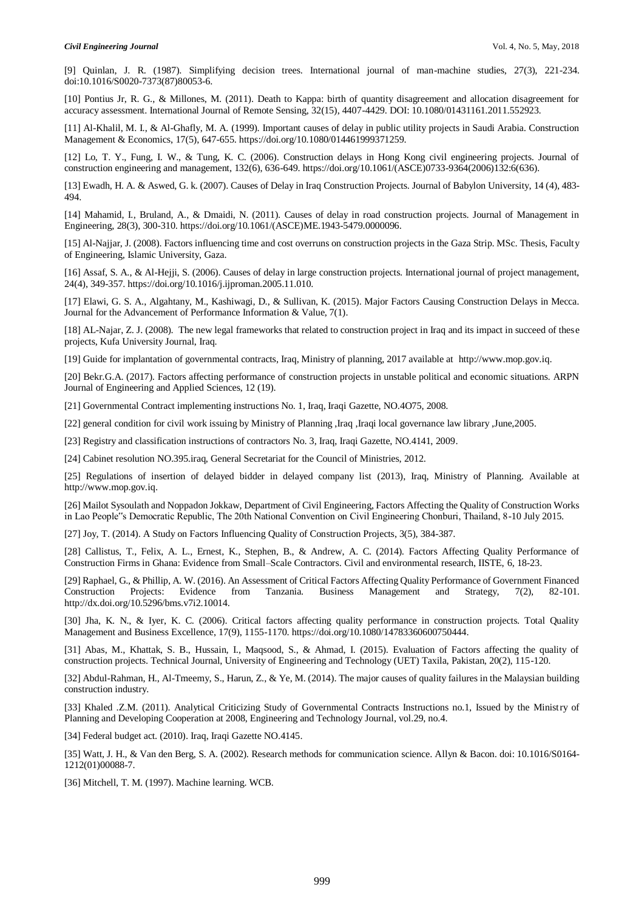[9] Quinlan, J. R. (1987). Simplifying decision trees. International journal of man-machine studies, 27(3), 221-234. doi:10.1016/S0020-7373(87)80053-6.

[10] Pontius Jr, R. G., & Millones, M. (2011). Death to Kappa: birth of quantity disagreement and allocation disagreement for accuracy assessment. International Journal of Remote Sensing, 32(15), 4407-4429. DOI: 10.1080/01431161.2011.552923.

[11] Al-Khalil, M. I., & Al-Ghafly, M. A. (1999). Important causes of delay in public utility projects in Saudi Arabia. Construction Management & Economics, 17(5), 647-655. https://doi.org/10.1080/014461999371259.

[12] Lo, T. Y., Fung, I. W., & Tung, K. C. (2006). Construction delays in Hong Kong civil engineering projects. Journal of construction engineering and management, 132(6), 636-649. https://doi.org/10.1061/(ASCE)0733-9364(2006)132:6(636).

[13] Ewadh, H. A. & Aswed, G. k. (2007). Causes of Delay in Iraq Construction Projects. Journal of Babylon University, 14 (4), 483-494.

[14] Mahamid, I., Bruland, A., & Dmaidi, N. (2011). Causes of delay in road construction projects. Journal of Management in Engineering, 28(3), 300-310. https://doi.org/10.1061/(ASCE)ME.1943-5479.0000096.

[15] Al-Najjar, J. (2008). Factors influencing time and cost overruns on construction projects in the Gaza Strip. MSc. Thesis, Faculty of Engineering, Islamic University, Gaza.

[16] Assaf, S. A., & Al-Hejji, S. (2006). Causes of delay in large construction projects. International journal of project management, 24(4), 349-357. https://doi.org/10.1016/j.ijproman.2005.11.010.

[17] Elawi, G. S. A., Algahtany, M., Kashiwagi, D., & Sullivan, K. (2015). Major Factors Causing Construction Delays in Mecca. Journal for the Advancement of Performance Information & Value, 7(1).

[18] AL-Najar, Z. J. (2008). The new legal frameworks that related to construction project in Iraq and its impact in succeed of these projects, Kufa University Journal, Iraq.

[19] Guide for implantation of governmental contracts, Iraq, Ministry of planning, 2017 available at http://www.mop.gov.iq.

[20] Bekr.G.A. (2017). Factors affecting performance of construction projects in unstable political and economic situations. ARPN Journal of Engineering and Applied Sciences, 12 (19).

[21] Governmental Contract implementing instructions No. 1, Iraq, Iraqi Gazette, NO.4O75, 2008.

[22] general condition for civil work issuing by Ministry of Planning ,Iraq ,Iraqi local governance law library ,June,2005.

[23] Registry and classification instructions of contractors No. 3, Iraq, Iraqi Gazette, NO.4141, 2009.

[24] Cabinet resolution NO.395.iraq, General Secretariat for the Council of Ministries, 2012.

[25] Regulations of insertion of delayed bidder in delayed company list (2013), Iraq, Ministry of Planning. Available at http://www.mop.gov.iq.

[26] Mailot Sysoulath and Noppadon Jokkaw, Department of Civil Engineering, Factors Affecting the Quality of Construction Works in Lao People"s Democratic Republic, The 20th National Convention on Civil Engineering Chonburi, Thailand, 8-10 July 2015.

[27] Joy, T. (2014). A Study on Factors Influencing Quality of Construction Projects, 3(5), 384-387.

[28] Callistus, T., Felix, A. L., Ernest, K., Stephen, B., & Andrew, A. C. (2014). Factors Affecting Quality Performance of Construction Firms in Ghana: Evidence from Small–Scale Contractors. Civil and environmental research, IISTE, 6, 18-23.

[29] Raphael, G., & Phillip, A. W. (2016). An Assessment of Critical Factors Affecting Quality Performance of Government Financed Construction Projects: Evidence from Tanzania. Business Management and Strategy, 7(2), 82-101. http://dx.doi.org/10.5296/bms.v7i2.10014.

[30] Jha, K. N., & Iyer, K. C. (2006). Critical factors affecting quality performance in construction projects. Total Quality Management and Business Excellence, 17(9), 1155-1170. https://doi.org/10.1080/14783360600750444.

[31] Abas, M., Khattak, S. B., Hussain, I., Maqsood, S., & Ahmad, I. (2015). Evaluation of Factors affecting the quality of construction projects. Technical Journal, University of Engineering and Technology (UET) Taxila, Pakistan, 20(2), 115-120.

[32] Abdul-Rahman, H., Al-Tmeemy, S., Harun, Z., & Ye, M. (2014). The major causes of quality failures in the Malaysian building construction industry.

[33] Khaled .Z.M. (2011). Analytical Criticizing Study of Governmental Contracts Instructions no.1, Issued by the Ministry of Planning and Developing Cooperation at 2008, Engineering and Technology Journal, vol.29, no.4.

[34] Federal budget act. (2010). Iraq, Iraqi Gazette NO.4145.

[35] Watt, J. H., & Van den Berg, S. A. (2002). Research methods for communication science. Allyn & Bacon. doi: 10.1016/S0164-1212(01)00088-7.

[36] Mitchell, T. M. (1997). Machine learning. WCB.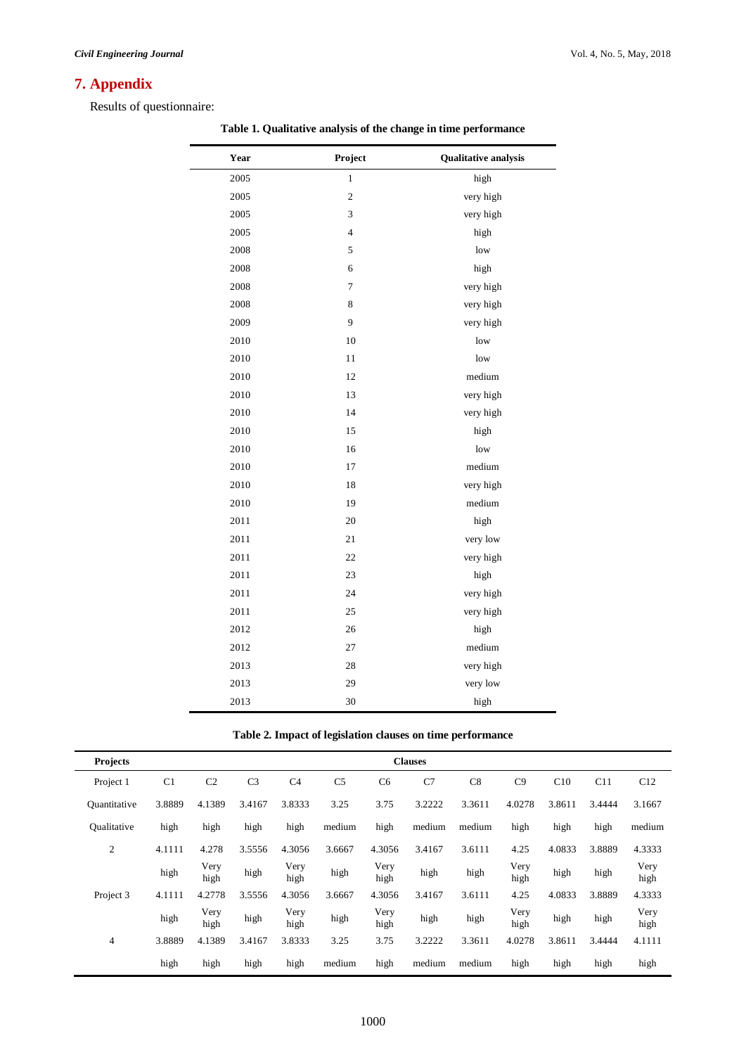## 7. Appendix

Results of questionnaire:

**Table 1. Qualitative analysis of the change in time performance**

| Year | Project | Qualitative analysis |
|---|---|---|
| 2005 | 1 | high |
| 2005 | 2 | very high |
| 2005 | 3 | very high |
| 2005 | 4 | high |
| 2008 | 5 | low |
| 2008 | 6 | high |
| 2008 | 7 | very high |
| 2008 | 8 | very high |
| 2009 | 9 | very high |
| 2010 | 10 | low |
| 2010 | 11 | low |
| 2010 | 12 | medium |
| 2010 | 13 | very high |
| 2010 | 14 | very high |
| 2010 | 15 | high |
| 2010 | 16 | low |
| 2010 | 17 | medium |
| 2010 | 18 | very high |
| 2010 | 19 | medium |
| 2011 | 20 | high |
| 2011 | 21 | very low |
| 2011 | 22 | very high |
| 2011 | 23 | high |
| 2011 | 24 | very high |
| 2011 | 25 | very high |
| 2012 | 26 | high |
| 2012 | 27 | medium |
| 2013 | 28 | very high |
| 2013 | 29 | very low |
| 2013 | 30 | high |

**Table 2. Impact of legislation clauses on time performance**

| Projects | Clauses | | | | | | | | | | | |
|---|---|---|---|---|---|---|---|---|---|---|---|---|
| Project 1 | C1 | C2 | C3 | C4 | C5 | C6 | C7 | C8 | C9 | C10 | C11 | C12 |
| Quantitative | 3.8889 | 4.1389 | 3.4167 | 3.8333 | 3.25 | 3.75 | 3.2222 | 3.3611 | 4.0278 | 3.8611 | 3.4444 | 3.1667 |
| Qualitative | high | high | high | high | medium | high | medium | medium | high | high | high | medium |
| 2 | 4.1111 | 4.278 | 3.5556 | 4.3056 | 3.6667 | 4.3056 | 3.4167 | 3.6111 | 4.25 | 4.0833 | 3.8889 | 4.3333 |
| | high | Very high | high | Very high | high | Very high | high | high | Very high | high | high | Very high |
| Project 3 | 4.1111 | 4.2778 | 3.5556 | 4.3056 | 3.6667 | 4.3056 | 3.4167 | 3.6111 | 4.25 | 4.0833 | 3.8889 | 4.3333 |
| | high | Very high | high | Very high | high | Very high | high | high | Very high | high | high | Very high |
| 4 | 3.8889 | 4.1389 | 3.4167 | 3.8333 | 3.25 | 3.75 | 3.2222 | 3.3611 | 4.0278 | 3.8611 | 3.4444 | 4.1111 |
| | high | high | high | high | medium | high | medium | medium | high | high | high | high |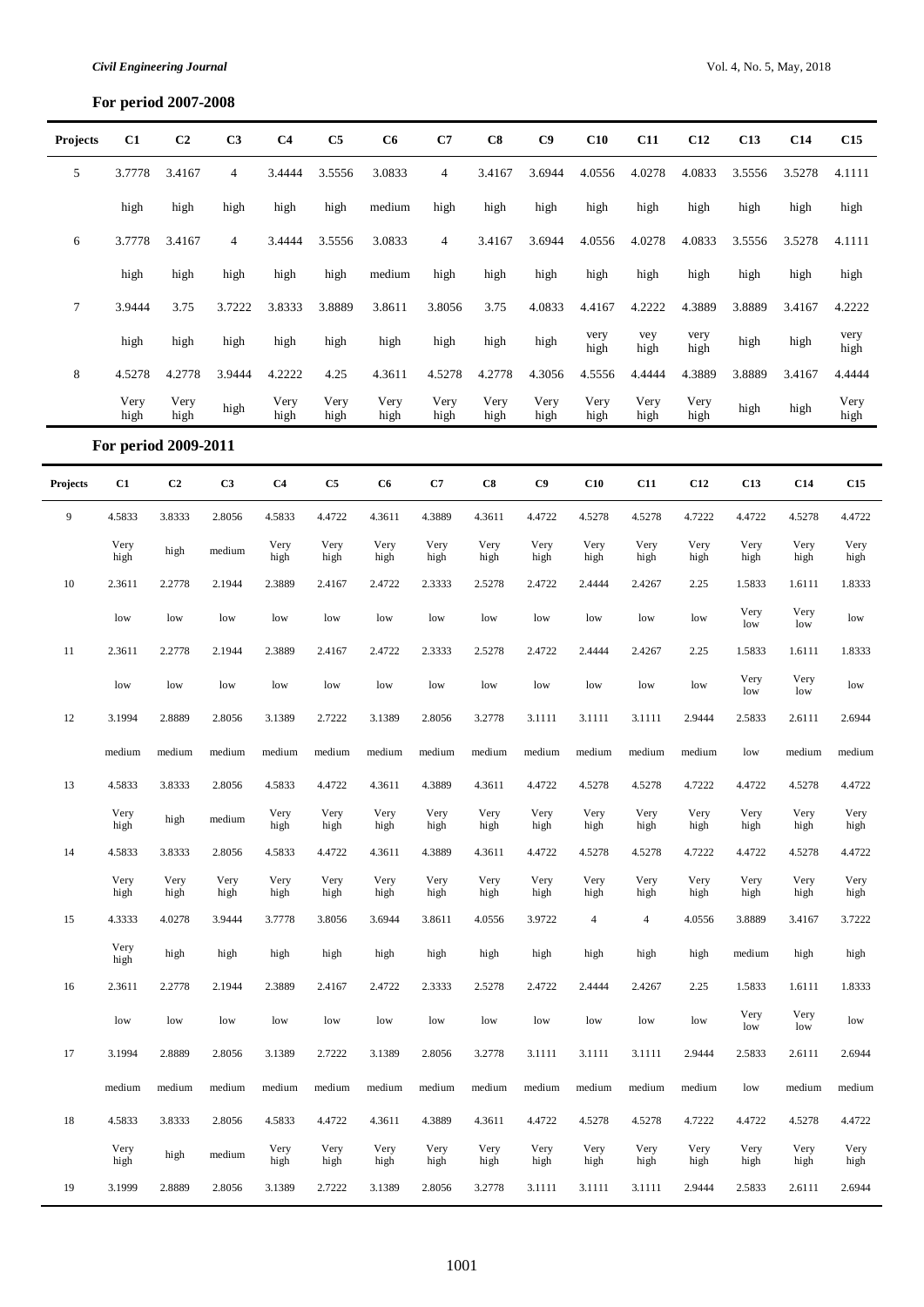**For period 2007-2008**

| Projects | C1 | C2 | C3 | C4 | C5 | C6 | C7 | C8 | C9 | C10 | C11 | C12 | C13 | C14 | C15 |
|---|---|---|---|---|---|---|---|---|---|---|---|---|---|---|---|
| 5 | 3.7778 | 3.4167 | 4 | 3.4444 | 3.5556 | 3.0833 | 4 | 3.4167 | 3.6944 | 4.0556 | 4.0278 | 4.0833 | 3.5556 | 3.5278 | 4.1111 |
| | high | high | high | high | high | medium | high | high | high | high | high | high | high | high | high |
| 6 | 3.7778 | 3.4167 | 4 | 3.4444 | 3.5556 | 3.0833 | 4 | 3.4167 | 3.6944 | 4.0556 | 4.0278 | 4.0833 | 3.5556 | 3.5278 | 4.1111 |
| | high | high | high | high | high | medium | high | high | high | high | high | high | high | high | high |
| 7 | 3.9444 | 3.75 | 3.7222 | 3.8333 | 3.8889 | 3.8611 | 3.8056 | 3.75 | 4.0833 | 4.4167 | 4.2222 | 4.3889 | 3.8889 | 3.4167 | 4.2222 |
| | high | high | high | high | high | high | high | high | high | very high | vey high | very high | high | high | very high |
| 8 | 4.5278 | 4.2778 | 3.9444 | 4.2222 | 4.25 | 4.3611 | 4.5278 | 4.2778 | 4.3056 | 4.5556 | 4.4444 | 4.3889 | 3.8889 | 3.4167 | 4.4444 |
| | Very high | Very high | high | Very high | Very high | Very high | Very high | Very high | Very high | Very high | Very high | Very high | high | high | Very high |

**For period 2009-2011**

| Projects | C1 | C2 | C3 | C4 | C5 | C6 | C7 | C8 | C9 | C10 | C11 | C12 | C13 | C14 | C15 |
|---|---|---|---|---|---|---|---|---|---|---|---|---|---|---|---|
| 9 | 4.5833 | 3.8333 | 2.8056 | 4.5833 | 4.4722 | 4.3611 | 4.3889 | 4.3611 | 4.4722 | 4.5278 | 4.5278 | 4.7222 | 4.4722 | 4.5278 | 4.4722 |
| | Very high | high | medium | Very high | Very high | Very high | Very high | Very high | Very high | Very high | Very high | Very high | Very high | Very high | Very high |
| 10 | 2.3611 | 2.2778 | 2.1944 | 2.3889 | 2.4167 | 2.4722 | 2.3333 | 2.5278 | 2.4722 | 2.4444 | 2.4267 | 2.25 | 1.5833 | 1.6111 | 1.8333 |
| | low | low | low | low | low | low | low | low | low | low | low | low | Very low | Very low | low |
| 11 | 2.3611 | 2.2778 | 2.1944 | 2.3889 | 2.4167 | 2.4722 | 2.3333 | 2.5278 | 2.4722 | 2.4444 | 2.4267 | 2.25 | 1.5833 | 1.6111 | 1.8333 |
| | low | low | low | low | low | low | low | low | low | low | low | low | Very low | Very low | low |
| 12 | 3.1994 | 2.8889 | 2.8056 | 3.1389 | 2.7222 | 3.1389 | 2.8056 | 3.2778 | 3.1111 | 3.1111 | 3.1111 | 2.9444 | 2.5833 | 2.6111 | 2.6944 |
| | medium | medium | medium | medium | medium | medium | medium | medium | medium | medium | medium | medium | low | medium | medium |
| 13 | 4.5833 | 3.8333 | 2.8056 | 4.5833 | 4.4722 | 4.3611 | 4.3889 | 4.3611 | 4.4722 | 4.5278 | 4.5278 | 4.7222 | 4.4722 | 4.5278 | 4.4722 |
| | Very high | high | medium | Very high | Very high | Very high | Very high | Very high | Very high | Very high | Very high | Very high | Very high | Very high | Very high |
| 14 | 4.5833 | 3.8333 | 2.8056 | 4.5833 | 4.4722 | 4.3611 | 4.3889 | 4.3611 | 4.4722 | 4.5278 | 4.5278 | 4.7222 | 4.4722 | 4.5278 | 4.4722 |
| | Very high | Very high | Very high | Very high | Very high | Very high | Very high | Very high | Very high | Very high | Very high | Very high | Very high | Very high | Very high |
| 15 | 4.3333 | 4.0278 | 3.9444 | 3.7778 | 3.8056 | 3.6944 | 3.8611 | 4.0556 | 3.9722 | 4 | 4 | 4.0556 | 3.8889 | 3.4167 | 3.7222 |
| | Very high | high | high | high | high | high | high | high | high | high | high | high | medium | high | high |
| 16 | 2.3611 | 2.2778 | 2.1944 | 2.3889 | 2.4167 | 2.4722 | 2.3333 | 2.5278 | 2.4722 | 2.4444 | 2.4267 | 2.25 | 1.5833 | 1.6111 | 1.8333 |
| | low | low | low | low | low | low | low | low | low | low | low | low | Very low | Very low | low |
| 17 | 3.1994 | 2.8889 | 2.8056 | 3.1389 | 2.7222 | 3.1389 | 2.8056 | 3.2778 | 3.1111 | 3.1111 | 3.1111 | 2.9444 | 2.5833 | 2.6111 | 2.6944 |
| | medium | medium | medium | medium | medium | medium | medium | medium | medium | medium | medium | medium | low | medium | medium |
| 18 | 4.5833 | 3.8333 | 2.8056 | 4.5833 | 4.4722 | 4.3611 | 4.3889 | 4.3611 | 4.4722 | 4.5278 | 4.5278 | 4.7222 | 4.4722 | 4.5278 | 4.4722 |
| | Very high | high | medium | Very high | Very high | Very high | Very high | Very high | Very high | Very high | Very high | Very high | Very high | Very high | Very high |
| 19 | 3.1999 | 2.8889 | 2.8056 | 3.1389 | 2.7222 | 3.1389 | 2.8056 | 3.2778 | 3.1111 | 3.1111 | 3.1111 | 2.9444 | 2.5833 | 2.6111 | 2.6944 |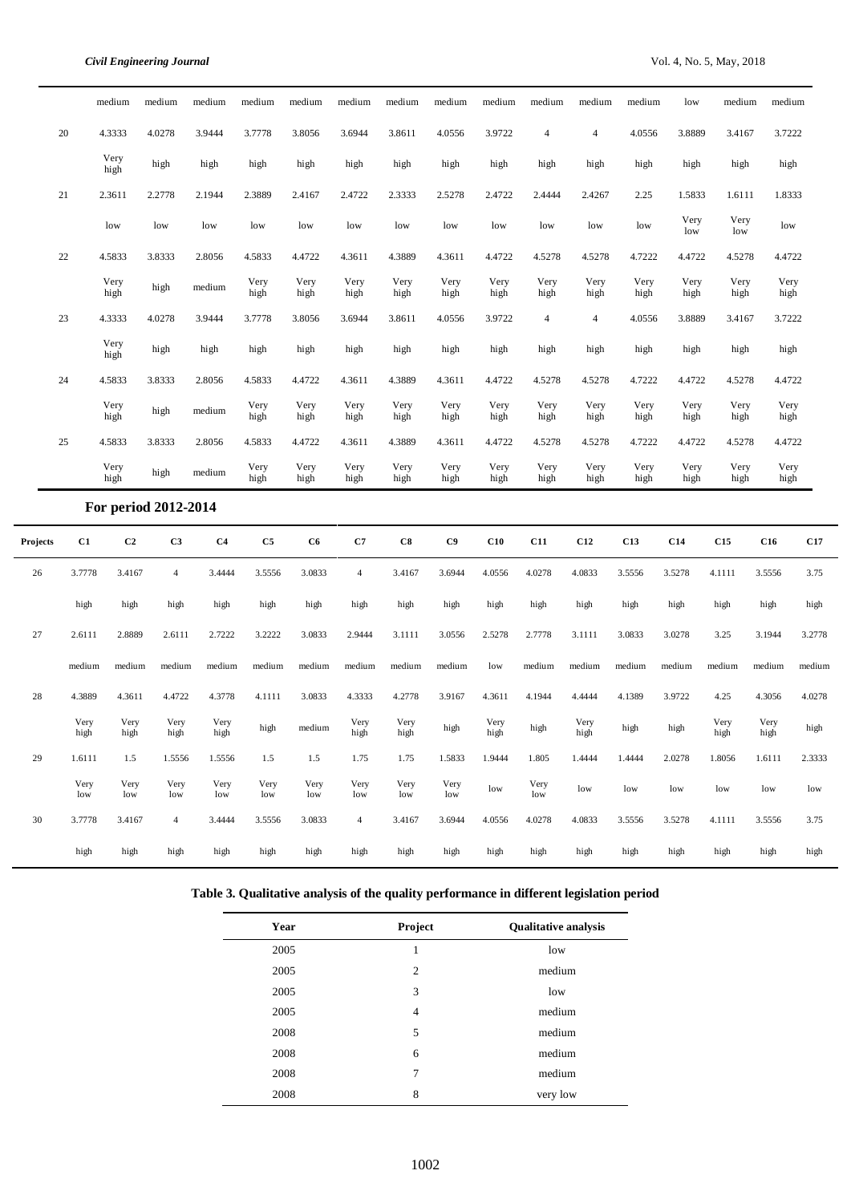| | medium | medium | medium | medium | medium | medium | medium | medium | medium | medium | medium | medium | low | medium | medium |
|---|---|---|---|---|---|---|---|---|---|---|---|---|---|---|---|
| 20 | 4.3333 | 4.0278 | 3.9444 | 3.7778 | 3.8056 | 3.6944 | 3.8611 | 4.0556 | 3.9722 | 4 | 4 | 4.0556 | 3.8889 | 3.4167 | 3.7222 |
| | Very high | high | high | high | high | high | high | high | high | high | high | high | high | high | high |
| 21 | 2.3611 | 2.2778 | 2.1944 | 2.3889 | 2.4167 | 2.4722 | 2.3333 | 2.5278 | 2.4722 | 2.4444 | 2.4267 | 2.25 | 1.5833 | 1.6111 | 1.8333 |
| | low | low | low | low | low | low | low | low | low | low | low | low | Very low | Very low | low |
| 22 | 4.5833 | 3.8333 | 2.8056 | 4.5833 | 4.4722 | 4.3611 | 4.3889 | 4.3611 | 4.4722 | 4.5278 | 4.5278 | 4.7222 | 4.4722 | 4.5278 | 4.4722 |
| | Very high | high | medium | Very high | Very high | Very high | Very high | Very high | Very high | Very high | Very high | Very high | Very high | Very high | Very high |
| 23 | 4.3333 | 4.0278 | 3.9444 | 3.7778 | 3.8056 | 3.6944 | 3.8611 | 4.0556 | 3.9722 | 4 | 4 | 4.0556 | 3.8889 | 3.4167 | 3.7222 |
| | Very high | high | high | high | high | high | high | high | high | high | high | high | high | high | high |
| 24 | 4.5833 | 3.8333 | 2.8056 | 4.5833 | 4.4722 | 4.3611 | 4.3889 | 4.3611 | 4.4722 | 4.5278 | 4.5278 | 4.7222 | 4.4722 | 4.5278 | 4.4722 |
| | Very high | high | medium | Very high | Very high | Very high | Very high | Very high | Very high | Very high | Very high | Very high | Very high | Very high | Very high |
| 25 | 4.5833 | 3.8333 | 2.8056 | 4.5833 | 4.4722 | 4.3611 | 4.3889 | 4.3611 | 4.4722 | 4.5278 | 4.5278 | 4.7222 | 4.4722 | 4.5278 | 4.4722 |
| | Very high | high | medium | Very high | Very high | Very high | Very high | Very high | Very high | Very high | Very high | Very high | Very high | Very high | Very high |

**For period 2012-2014**

| Projects | C1 | C2 | C3 | C4 | C5 | C6 | C7 | C8 | C9 | C10 | C11 | C12 | C13 | C14 | C15 | C16 | C17 |
|---|---|---|---|---|---|---|---|---|---|---|---|---|---|---|---|---|---|
| 26 | 3.7778 | 3.4167 | 4 | 3.4444 | 3.5556 | 3.0833 | 4 | 3.4167 | 3.6944 | 4.0556 | 4.0278 | 4.0833 | 3.5556 | 3.5278 | 4.1111 | 3.5556 | 3.75 |
| | high | high | high | high | high | high | high | high | high | high | high | high | high | high | high | high | high |
| 27 | 2.6111 | 2.8889 | 2.6111 | 2.7222 | 3.2222 | 3.0833 | 2.9444 | 3.1111 | 3.0556 | 2.5278 | 2.7778 | 3.1111 | 3.0833 | 3.0278 | 3.25 | 3.1944 | 3.2778 |
| | medium | medium | medium | medium | medium | medium | medium | medium | medium | low | medium | medium | medium | medium | medium | medium | medium |
| 28 | 4.3889 | 4.3611 | 4.4722 | 4.3778 | 4.1111 | 3.0833 | 4.3333 | 4.2778 | 3.9167 | 4.3611 | 4.1944 | 4.4444 | 4.1389 | 3.9722 | 4.25 | 4.3056 | 4.0278 |
| | Very high | Very high | Very high | Very high | high | medium | Very high | Very high | high | Very high | high | Very high | high | high | Very high | Very high | high |
| 29 | 1.6111 | 1.5 | 1.5556 | 1.5556 | 1.5 | 1.5 | 1.75 | 1.75 | 1.5833 | 1.9444 | 1.805 | 1.4444 | 1.4444 | 2.0278 | 1.8056 | 1.6111 | 2.3333 |
| | Very low | Very low | Very low | Very low | Very low | Very low | Very low | Very low | Very low | low | Very low | low | low | low | low | low | low |
| 30 | 3.7778 | 3.4167 | 4 | 3.4444 | 3.5556 | 3.0833 | 4 | 3.4167 | 3.6944 | 4.0556 | 4.0278 | 4.0833 | 3.5556 | 3.5278 | 4.1111 | 3.5556 | 3.75 |
| | high | high | high | high | high | high | high | high | high | high | high | high | high | high | high | high | high |

**Table 3. Qualitative analysis of the quality performance in different legislation period**

| Year | Project | Qualitative analysis |
|---|---|---|
| 2005 | 1 | low |
| 2005 | 2 | medium |
| 2005 | 3 | low |
| 2005 | 4 | medium |
| 2008 | 5 | medium |
| 2008 | 6 | medium |
| 2008 | 7 | medium |
| 2008 | 8 | very low |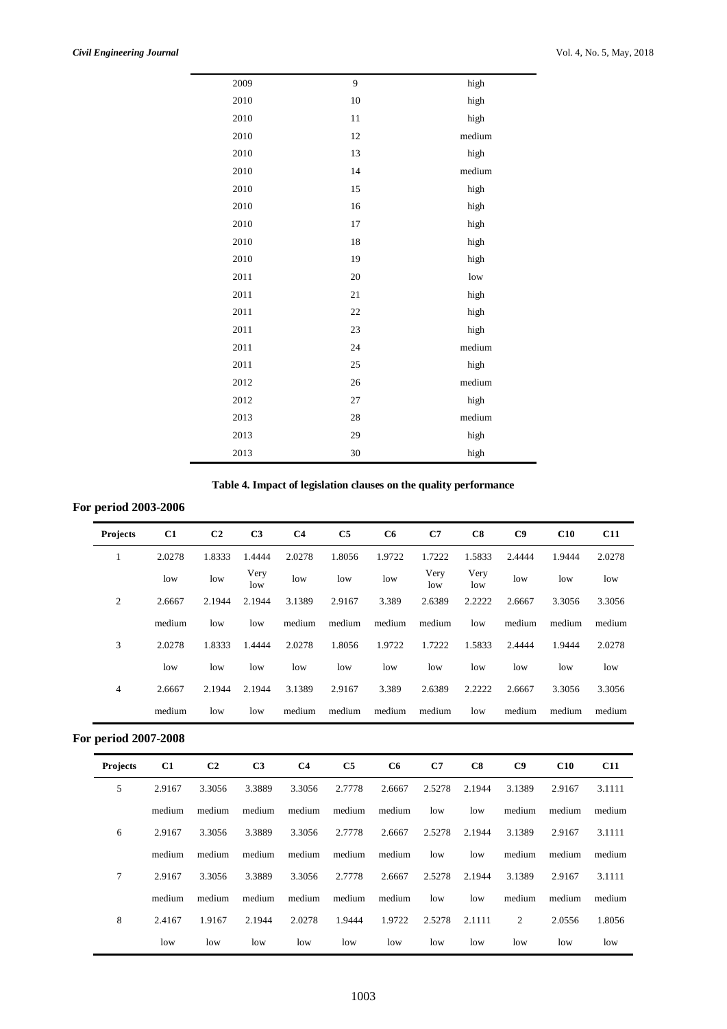| 2009 | 9 | high |
|---|---|---|
| 2010 | 10 | high |
| 2010 | 11 | high |
| 2010 | 12 | medium |
| 2010 | 13 | high |
| 2010 | 14 | medium |
| 2010 | 15 | high |
| 2010 | 16 | high |
| 2010 | 17 | high |
| 2010 | 18 | high |
| 2010 | 19 | high |
| 2011 | 20 | low |
| 2011 | 21 | high |
| 2011 | 22 | high |
| 2011 | 23 | high |
| 2011 | 24 | medium |
| 2011 | 25 | high |
| 2012 | 26 | medium |
| 2012 | 27 | high |
| 2013 | 28 | medium |
| 2013 | 29 | high |
| 2013 | 30 | high |

**Table 4. Impact of legislation clauses on the quality performance**

**For period 2003-2006**

| Projects | C1 | C2 | C3 | C4 | C5 | C6 | C7 | C8 | C9 | C10 | C11 |
|---|---|---|---|---|---|---|---|---|---|---|---|
| 1 | 2.0278 | 1.8333 | 1.4444 | 2.0278 | 1.8056 | 1.9722 | 1.7222 | 1.5833 | 2.4444 | 1.9444 | 2.0278 |
| | low | low | Very low | low | low | low | Very low | Very low | low | low | low |
| 2 | 2.6667 | 2.1944 | 2.1944 | 3.1389 | 2.9167 | 3.389 | 2.6389 | 2.2222 | 2.6667 | 3.3056 | 3.3056 |
| | medium | low | low | medium | medium | medium | medium | low | medium | medium | medium |
| 3 | 2.0278 | 1.8333 | 1.4444 | 2.0278 | 1.8056 | 1.9722 | 1.7222 | 1.5833 | 2.4444 | 1.9444 | 2.0278 |
| | low | low | low | low | low | low | low | low | low | low | low |
| 4 | 2.6667 | 2.1944 | 2.1944 | 3.1389 | 2.9167 | 3.389 | 2.6389 | 2.2222 | 2.6667 | 3.3056 | 3.3056 |
| | medium | low | low | medium | medium | medium | medium | low | medium | medium | medium |

**For period 2007-2008**

| Projects | C1 | C2 | C3 | C4 | C5 | C6 | C7 | C8 | C9 | C10 | C11 |
|---|---|---|---|---|---|---|---|---|---|---|---|
| 5 | 2.9167 | 3.3056 | 3.3889 | 3.3056 | 2.7778 | 2.6667 | 2.5278 | 2.1944 | 3.1389 | 2.9167 | 3.1111 |
| | medium | medium | medium | medium | medium | medium | low | low | medium | medium | medium |
| 6 | 2.9167 | 3.3056 | 3.3889 | 3.3056 | 2.7778 | 2.6667 | 2.5278 | 2.1944 | 3.1389 | 2.9167 | 3.1111 |
| | medium | medium | medium | medium | medium | medium | low | low | medium | medium | medium |
| 7 | 2.9167 | 3.3056 | 3.3889 | 3.3056 | 2.7778 | 2.6667 | 2.5278 | 2.1944 | 3.1389 | 2.9167 | 3.1111 |
| | medium | medium | medium | medium | medium | medium | low | low | medium | medium | medium |
| 8 | 2.4167 | 1.9167 | 2.1944 | 2.0278 | 1.9444 | 1.9722 | 2.5278 | 2.1111 | 2 | 2.0556 | 1.8056 |
| | low | low | low | low | low | low | low | low | low | low | low |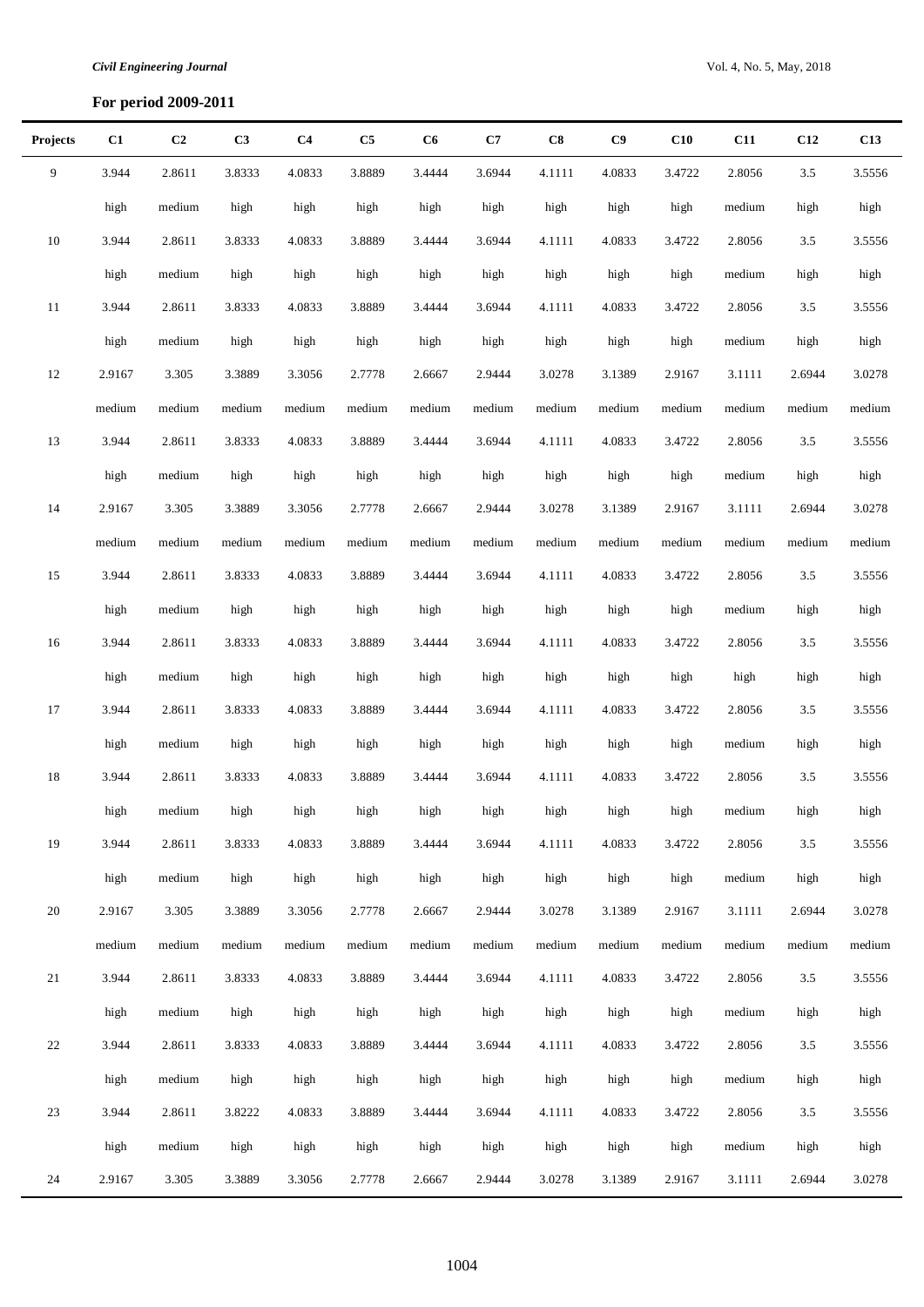**For period 2009-2011**

| Projects | C1 | C2 | C3 | C4 | C5 | C6 | C7 | C8 | C9 | C10 | C11 | C12 | C13 |
|---|---|---|---|---|---|---|---|---|---|---|---|---|---|
| 9 | 3.944 | 2.8611 | 3.8333 | 4.0833 | 3.8889 | 3.4444 | 3.6944 | 4.1111 | 4.0833 | 3.4722 | 2.8056 | 3.5 | 3.5556 |
| | high | medium | high | high | high | high | high | high | high | high | medium | high | high |
| 10 | 3.944 | 2.8611 | 3.8333 | 4.0833 | 3.8889 | 3.4444 | 3.6944 | 4.1111 | 4.0833 | 3.4722 | 2.8056 | 3.5 | 3.5556 |
| | high | medium | high | high | high | high | high | high | high | high | medium | high | high |
| 11 | 3.944 | 2.8611 | 3.8333 | 4.0833 | 3.8889 | 3.4444 | 3.6944 | 4.1111 | 4.0833 | 3.4722 | 2.8056 | 3.5 | 3.5556 |
| | high | medium | high | high | high | high | high | high | high | high | medium | high | high |
| 12 | 2.9167 | 3.305 | 3.3889 | 3.3056 | 2.7778 | 2.6667 | 2.9444 | 3.0278 | 3.1389 | 2.9167 | 3.1111 | 2.6944 | 3.0278 |
| | medium | medium | medium | medium | medium | medium | medium | medium | medium | medium | medium | medium | medium |
| 13 | 3.944 | 2.8611 | 3.8333 | 4.0833 | 3.8889 | 3.4444 | 3.6944 | 4.1111 | 4.0833 | 3.4722 | 2.8056 | 3.5 | 3.5556 |
| | high | medium | high | high | high | high | high | high | high | high | medium | high | high |
| 14 | 2.9167 | 3.305 | 3.3889 | 3.3056 | 2.7778 | 2.6667 | 2.9444 | 3.0278 | 3.1389 | 2.9167 | 3.1111 | 2.6944 | 3.0278 |
| | medium | medium | medium | medium | medium | medium | medium | medium | medium | medium | medium | medium | medium |
| 15 | 3.944 | 2.8611 | 3.8333 | 4.0833 | 3.8889 | 3.4444 | 3.6944 | 4.1111 | 4.0833 | 3.4722 | 2.8056 | 3.5 | 3.5556 |
| | high | medium | high | high | high | high | high | high | high | high | medium | high | high |
| 16 | 3.944 | 2.8611 | 3.8333 | 4.0833 | 3.8889 | 3.4444 | 3.6944 | 4.1111 | 4.0833 | 3.4722 | 2.8056 | 3.5 | 3.5556 |
| | high | medium | high | high | high | high | high | high | high | high | high | high | high |
| 17 | 3.944 | 2.8611 | 3.8333 | 4.0833 | 3.8889 | 3.4444 | 3.6944 | 4.1111 | 4.0833 | 3.4722 | 2.8056 | 3.5 | 3.5556 |
| | high | medium | high | high | high | high | high | high | high | high | medium | high | high |
| 18 | 3.944 | 2.8611 | 3.8333 | 4.0833 | 3.8889 | 3.4444 | 3.6944 | 4.1111 | 4.0833 | 3.4722 | 2.8056 | 3.5 | 3.5556 |
| | high | medium | high | high | high | high | high | high | high | high | medium | high | high |
| 19 | 3.944 | 2.8611 | 3.8333 | 4.0833 | 3.8889 | 3.4444 | 3.6944 | 4.1111 | 4.0833 | 3.4722 | 2.8056 | 3.5 | 3.5556 |
| | high | medium | high | high | high | high | high | high | high | high | medium | high | high |
| 20 | 2.9167 | 3.305 | 3.3889 | 3.3056 | 2.7778 | 2.6667 | 2.9444 | 3.0278 | 3.1389 | 2.9167 | 3.1111 | 2.6944 | 3.0278 |
| | medium | medium | medium | medium | medium | medium | medium | medium | medium | medium | medium | medium | medium |
| 21 | 3.944 | 2.8611 | 3.8333 | 4.0833 | 3.8889 | 3.4444 | 3.6944 | 4.1111 | 4.0833 | 3.4722 | 2.8056 | 3.5 | 3.5556 |
| | high | medium | high | high | high | high | high | high | high | high | medium | high | high |
| 22 | 3.944 | 2.8611 | 3.8333 | 4.0833 | 3.8889 | 3.4444 | 3.6944 | 4.1111 | 4.0833 | 3.4722 | 2.8056 | 3.5 | 3.5556 |
| | high | medium | high | high | high | high | high | high | high | high | medium | high | high |
| 23 | 3.944 | 2.8611 | 3.8222 | 4.0833 | 3.8889 | 3.4444 | 3.6944 | 4.1111 | 4.0833 | 3.4722 | 2.8056 | 3.5 | 3.5556 |
| | high | medium | high | high | high | high | high | high | high | high | medium | high | high |
| 24 | 2.9167 | 3.305 | 3.3889 | 3.3056 | 2.7778 | 2.6667 | 2.9444 | 3.0278 | 3.1389 | 2.9167 | 3.1111 | 2.6944 | 3.0278 |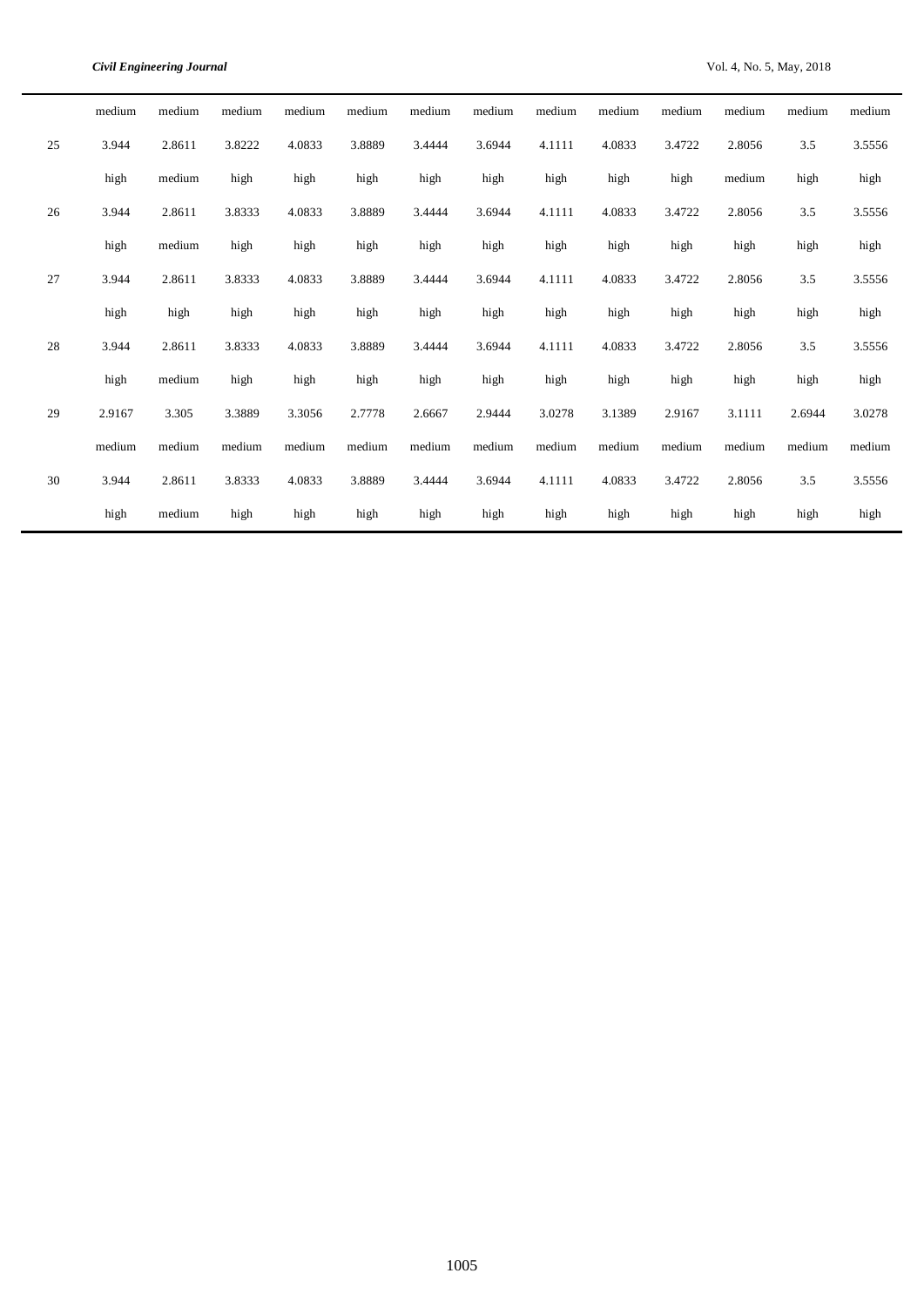| | | | | | | | | | | | | | |
|---|---|---|---|---|---|---|---|---|---|---|---|---|---|
| | medium | medium | medium | medium | medium | medium | medium | medium | medium | medium | medium | medium | medium |
| 25 | 3.944 | 2.8611 | 3.8222 | 4.0833 | 3.8889 | 3.4444 | 3.6944 | 4.1111 | 4.0833 | 3.4722 | 2.8056 | 3.5 | 3.5556 |
| | high | medium | high | high | high | high | high | high | high | high | medium | high | high |
| 26 | 3.944 | 2.8611 | 3.8333 | 4.0833 | 3.8889 | 3.4444 | 3.6944 | 4.1111 | 4.0833 | 3.4722 | 2.8056 | 3.5 | 3.5556 |
| | high | medium | high | high | high | high | high | high | high | high | high | high | high |
| 27 | 3.944 | 2.8611 | 3.8333 | 4.0833 | 3.8889 | 3.4444 | 3.6944 | 4.1111 | 4.0833 | 3.4722 | 2.8056 | 3.5 | 3.5556 |
| | high | high | high | high | high | high | high | high | high | high | high | high | high |
| 28 | 3.944 | 2.8611 | 3.8333 | 4.0833 | 3.8889 | 3.4444 | 3.6944 | 4.1111 | 4.0833 | 3.4722 | 2.8056 | 3.5 | 3.5556 |
| | high | medium | high | high | high | high | high | high | high | high | high | high | high |
| 29 | 2.9167 | 3.305 | 3.3889 | 3.3056 | 2.7778 | 2.6667 | 2.9444 | 3.0278 | 3.1389 | 2.9167 | 3.1111 | 2.6944 | 3.0278 |
| | medium | medium | medium | medium | medium | medium | medium | medium | medium | medium | medium | medium | medium |
| 30 | 3.944 | 2.8611 | 3.8333 | 4.0833 | 3.8889 | 3.4444 | 3.6944 | 4.1111 | 4.0833 | 3.4722 | 2.8056 | 3.5 | 3.5556 |
| | high | medium | high | high | high | high | high | high | high | high | high | high | high |